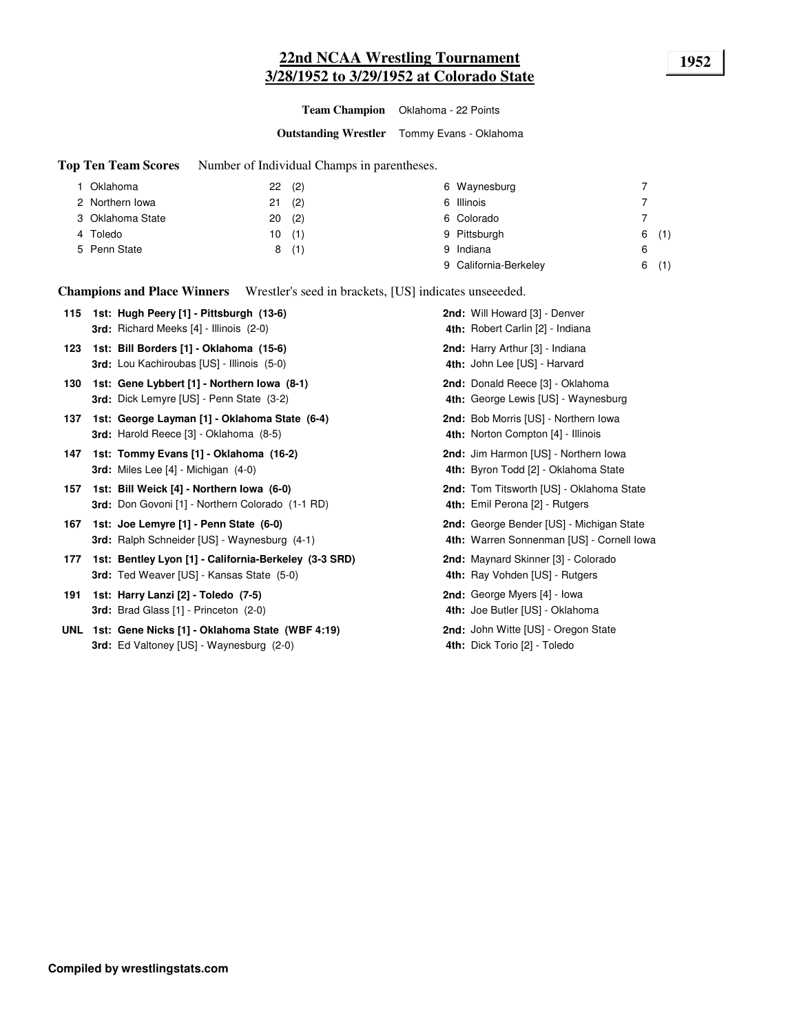# 22nd NCAA Wrestling Tournament
## 3/28/1952 to 3/29/1952 at Colorado State

**1952**

**Team Champion** Oklahoma - 22 Points

**Outstanding Wrestler** Tommy Evans - Oklahoma

**Top Ten Team Scores** Number of Individual Champs in parentheses.

| Rank | Team | Points | Champs |
|---|---|---|---|
| 1 | Oklahoma | 22 | (2) |
| 2 | Northern Iowa | 21 | (2) |
| 3 | Oklahoma State | 20 | (2) |
| 4 | Toledo | 10 | (1) |
| 5 | Penn State | 8 | (1) |
| 6 | Waynesburg | 7 | |
| 6 | Illinois | 7 | |
| 6 | Colorado | 7 | |
| 9 | Pittsburgh | 6 | (1) |
| 9 | Indiana | 6 | |
| 9 | California-Berkeley | 6 | (1) |

**Champions and Place Winners** Wrestler's seed in brackets, [US] indicates unseeeded.

| Weight | 1st / 3rd | 2nd / 4th |
|---|---|---|
| 115 | **1st: Hugh Peery [1] - Pittsburgh (13-6)** | **2nd:** Will Howard [3] - Denver |
| | **3rd:** Richard Meeks [4] - Illinois (2-0) | **4th:** Robert Carlin [2] - Indiana |
| 123 | **1st: Bill Borders [1] - Oklahoma (15-6)** | **2nd:** Harry Arthur [3] - Indiana |
| | **3rd:** Lou Kachiroubas [US] - Illinois (5-0) | **4th:** John Lee [US] - Harvard |
| 130 | **1st: Gene Lybbert [1] - Northern Iowa (8-1)** | **2nd:** Donald Reece [3] - Oklahoma |
| | **3rd:** Dick Lemyre [US] - Penn State (3-2) | **4th:** George Lewis [US] - Waynesburg |
| 137 | **1st: George Layman [1] - Oklahoma State (6-4)** | **2nd:** Bob Morris [US] - Northern Iowa |
| | **3rd:** Harold Reece [3] - Oklahoma (8-5) | **4th:** Norton Compton [4] - Illinois |
| 147 | **1st: Tommy Evans [1] - Oklahoma (16-2)** | **2nd:** Jim Harmon [US] - Northern Iowa |
| | **3rd:** Miles Lee [4] - Michigan (4-0) | **4th:** Byron Todd [2] - Oklahoma State |
| 157 | **1st: Bill Weick [4] - Northern Iowa (6-0)** | **2nd:** Tom Titsworth [US] - Oklahoma State |
| | **3rd:** Don Govoni [1] - Northern Colorado (1-1 RD) | **4th:** Emil Perona [2] - Rutgers |
| 167 | **1st: Joe Lemyre [1] - Penn State (6-0)** | **2nd:** George Bender [US] - Michigan State |
| | **3rd:** Ralph Schneider [US] - Waynesburg (4-1) | **4th:** Warren Sonnenman [US] - Cornell Iowa |
| 177 | **1st: Bentley Lyon [1] - California-Berkeley (3-3 SRD)** | **2nd:** Maynard Skinner [3] - Colorado |
| | **3rd:** Ted Weaver [US] - Kansas State (5-0) | **4th:** Ray Vohden [US] - Rutgers |
| 191 | **1st: Harry Lanzi [2] - Toledo (7-5)** | **2nd:** George Myers [4] - Iowa |
| | **3rd:** Brad Glass [1] - Princeton (2-0) | **4th:** Joe Butler [US] - Oklahoma |
| UNL | **1st: Gene Nicks [1] - Oklahoma State (WBF 4:19)** | **2nd:** John Witte [US] - Oregon State |
| | **3rd:** Ed Valtoney [US] - Waynesburg (2-0) | **4th:** Dick Torio [2] - Toledo |

**Compiled by wrestlingstats.com**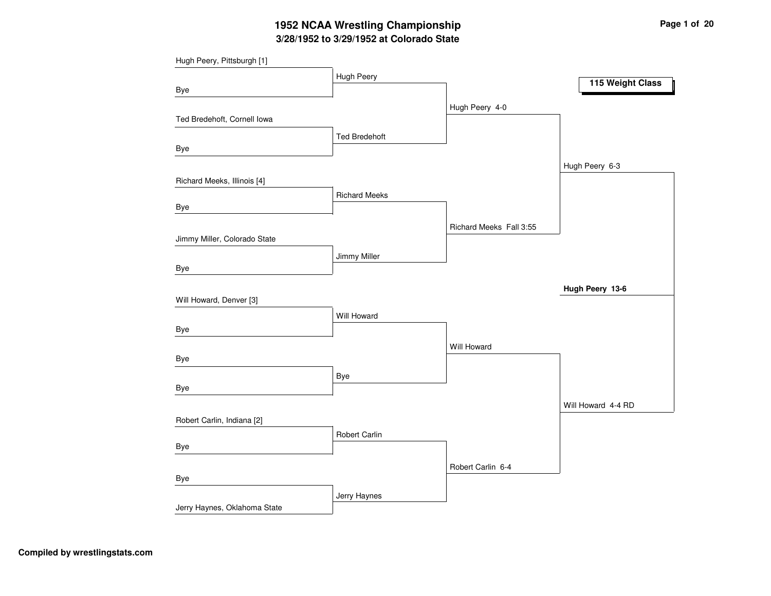# 1952 NCAA Wrestling Championship

## 3/28/1952 to 3/29/1952 at Colorado State

### 115 Weight Class

**First Round**

- Hugh Peery, Pittsburgh [1] vs. Bye — Hugh Peery
- Ted Bredehoft, Cornell Iowa vs. Bye — Ted Bredehoft
- Richard Meeks, Illinois [4] vs. Bye — Richard Meeks
- Jimmy Miller, Colorado State vs. Bye — Jimmy Miller
- Will Howard, Denver [3] vs. Bye — Will Howard
- Bye vs. Bye — Bye
- Robert Carlin, Indiana [2] vs. Bye — Robert Carlin
- Bye vs. Jerry Haynes, Oklahoma State — Jerry Haynes

**Quarterfinals**

- Hugh Peery 4-0
- Richard Meeks Fall 3:55
- Will Howard
- Robert Carlin 6-4

**Semifinals**

- Hugh Peery 6-3
- Will Howard 4-4 RD

**Final**

- **Hugh Peery 13-6**

Compiled by wrestlingstats.com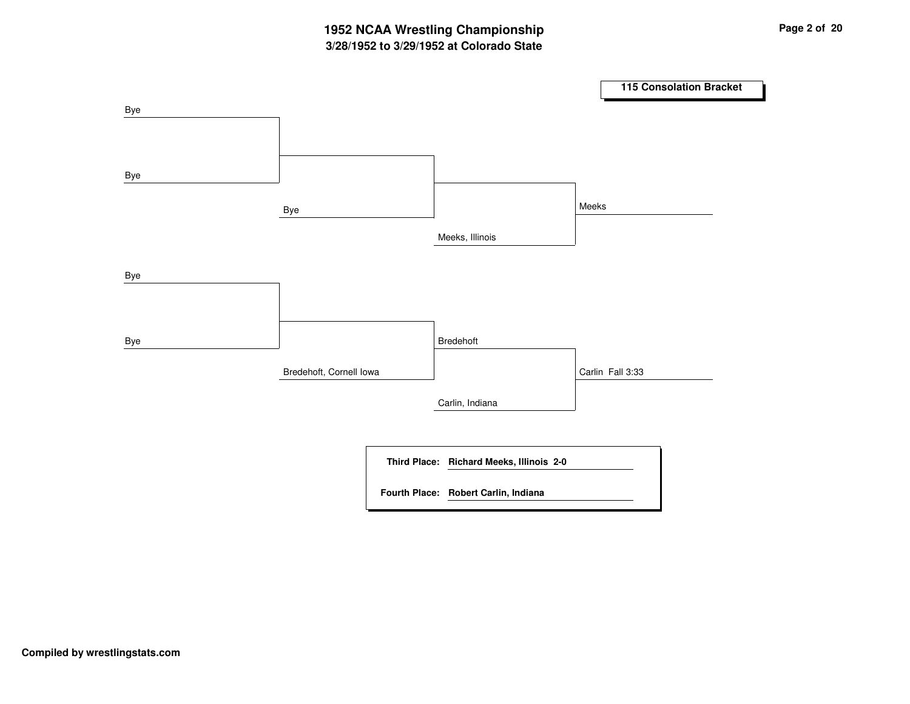# 1952 NCAA Wrestling Championship

## 3/28/1952 to 3/29/1952 at Colorado State

### 115 Consolation Bracket

**Round 1**
- Bye vs. Bye
- Bye vs. Bye

**Round 2**
- Bye
- Bredehoft, Cornell Iowa

**Round 3**
- Meeks, Illinois
- Bredehoft vs. Carlin, Indiana

**Final**
- Meeks
- Carlin Fall 3:33

**Third Place:** Richard Meeks, Illinois 2-0

**Fourth Place:** Robert Carlin, Indiana

**Compiled by wrestlingstats.com**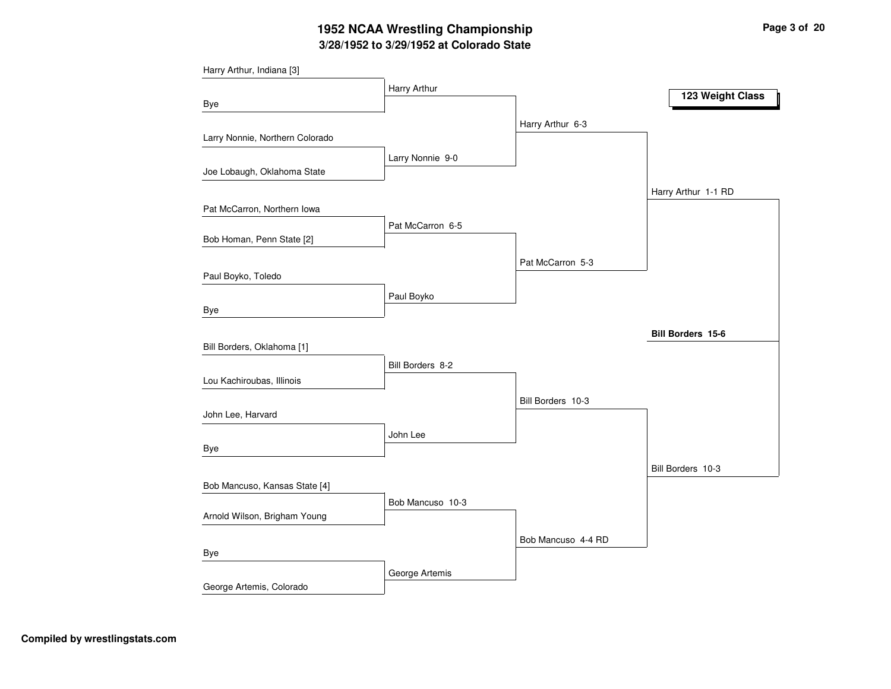# 1952 NCAA Wrestling Championship

## 3/28/1952 to 3/29/1952 at Colorado State

### 123 Weight Class

| First Round | Quarterfinals | Semifinals | Finals | Champion |
|---|---|---|---|---|
| Harry Arthur, Indiana [3] | Harry Arthur | Harry Arthur 6-3 | Harry Arthur 1-1 RD | **Bill Borders 15-6** |
| Bye | | | | |
| Larry Nonnie, Northern Colorado | Larry Nonnie 9-0 | | | |
| Joe Lobaugh, Oklahoma State | | | | |
| Pat McCarron, Northern Iowa | Pat McCarron 6-5 | Pat McCarron 5-3 | | |
| Bob Homan, Penn State [2] | | | | |
| Paul Boyko, Toledo | Paul Boyko | | | |
| Bye | | | | |
| Bill Borders, Oklahoma [1] | Bill Borders 8-2 | Bill Borders 10-3 | Bill Borders 10-3 | |
| Lou Kachiroubas, Illinois | | | | |
| John Lee, Harvard | John Lee | | | |
| Bye | | | | |
| Bob Mancuso, Kansas State [4] | Bob Mancuso 10-3 | Bob Mancuso 4-4 RD | | |
| Arnold Wilson, Brigham Young | | | | |
| Bye | George Artemis | | | |
| George Artemis, Colorado | | | | |

Compiled by wrestlingstats.com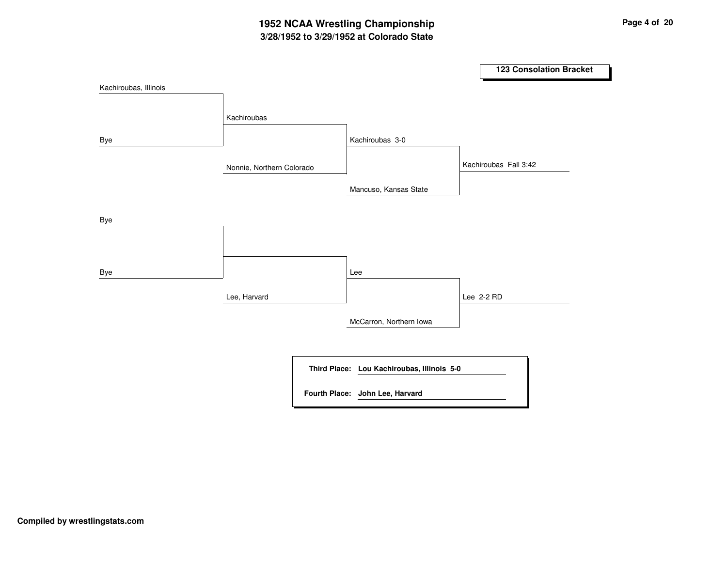# 1952 NCAA Wrestling Championship

## 3/28/1952 to 3/29/1952 at Colorado State

### 123 Consolation Bracket

| Round 1 | Round 2 | Round 3 | Round 4 |
| --- | --- | --- | --- |
| Kachiroubas, Illinois | Kachiroubas | Kachiroubas 3-0 | Kachiroubas Fall 3:42 |
| Bye | Nonnie, Northern Colorado | Mancuso, Kansas State | |
| Bye | | Lee | Lee 2-2 RD |
| Bye | Lee, Harvard | McCarron, Northern Iowa | |

**Third Place:** **Lou Kachiroubas, Illinois 5-0**

**Fourth Place:** **John Lee, Harvard**

**Compiled by wrestlingstats.com**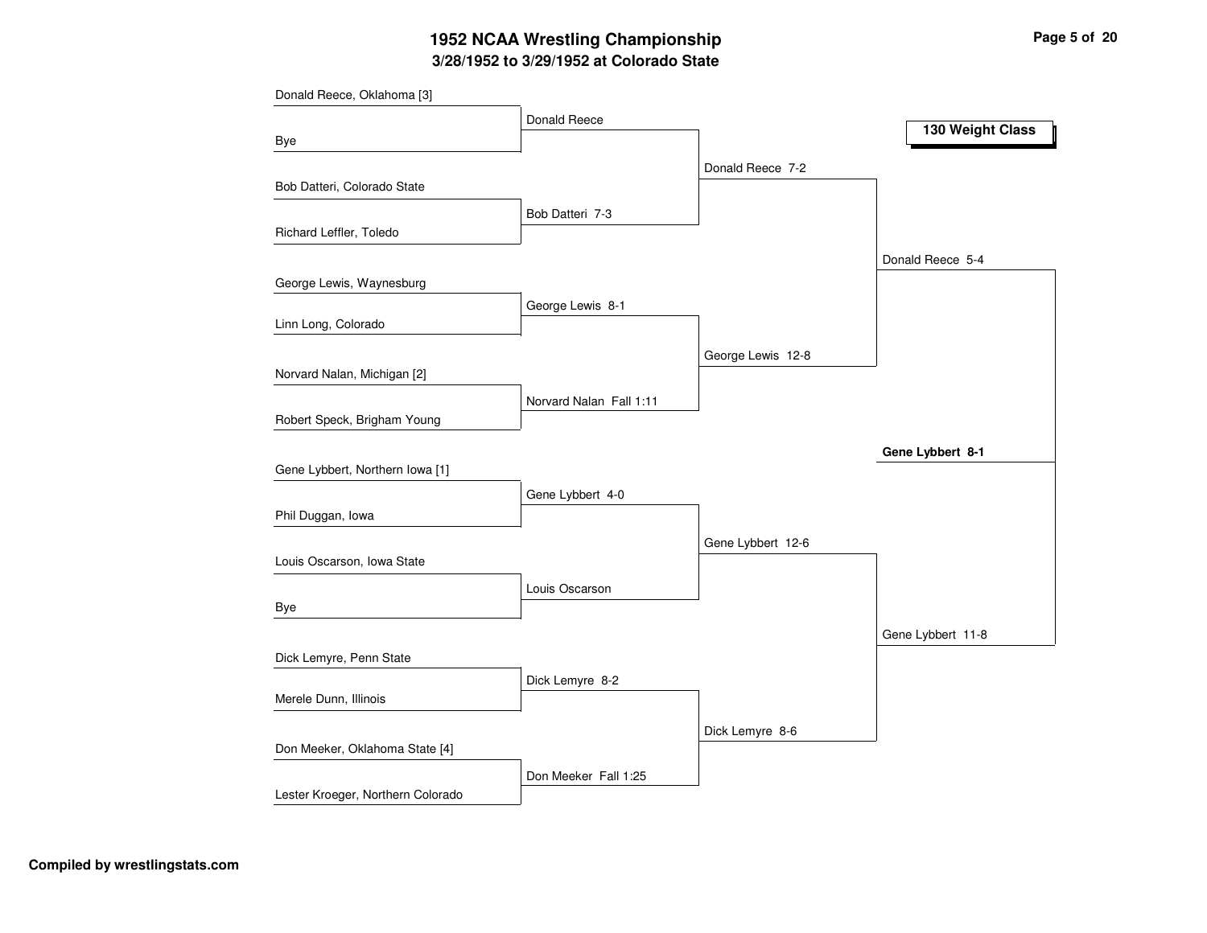# 1952 NCAA Wrestling Championship

## 3/28/1952 to 3/29/1952 at Colorado State

### 130 Weight Class

**First Round**

- Donald Reece, Oklahoma [3] vs. Bye — Donald Reece
- Bob Datteri, Colorado State vs. Richard Leffler, Toledo — Bob Datteri 7-3
- George Lewis, Waynesburg vs. Linn Long, Colorado — George Lewis 8-1
- Norvard Nalan, Michigan [2] vs. Robert Speck, Brigham Young — Norvard Nalan Fall 1:11
- Gene Lybbert, Northern Iowa [1] vs. Phil Duggan, Iowa — Gene Lybbert 4-0
- Louis Oscarson, Iowa State vs. Bye — Louis Oscarson
- Dick Lemyre, Penn State vs. Merele Dunn, Illinois — Dick Lemyre 8-2
- Don Meeker, Oklahoma State [4] vs. Lester Kroeger, Northern Colorado — Don Meeker Fall 1:25

**Quarterfinals**

- Donald Reece 7-2
- George Lewis 12-8
- Gene Lybbert 12-6
- Dick Lemyre 8-6

**Semifinals**

- Donald Reece 5-4
- Gene Lybbert 11-8

**Final**

- **Gene Lybbert 8-1**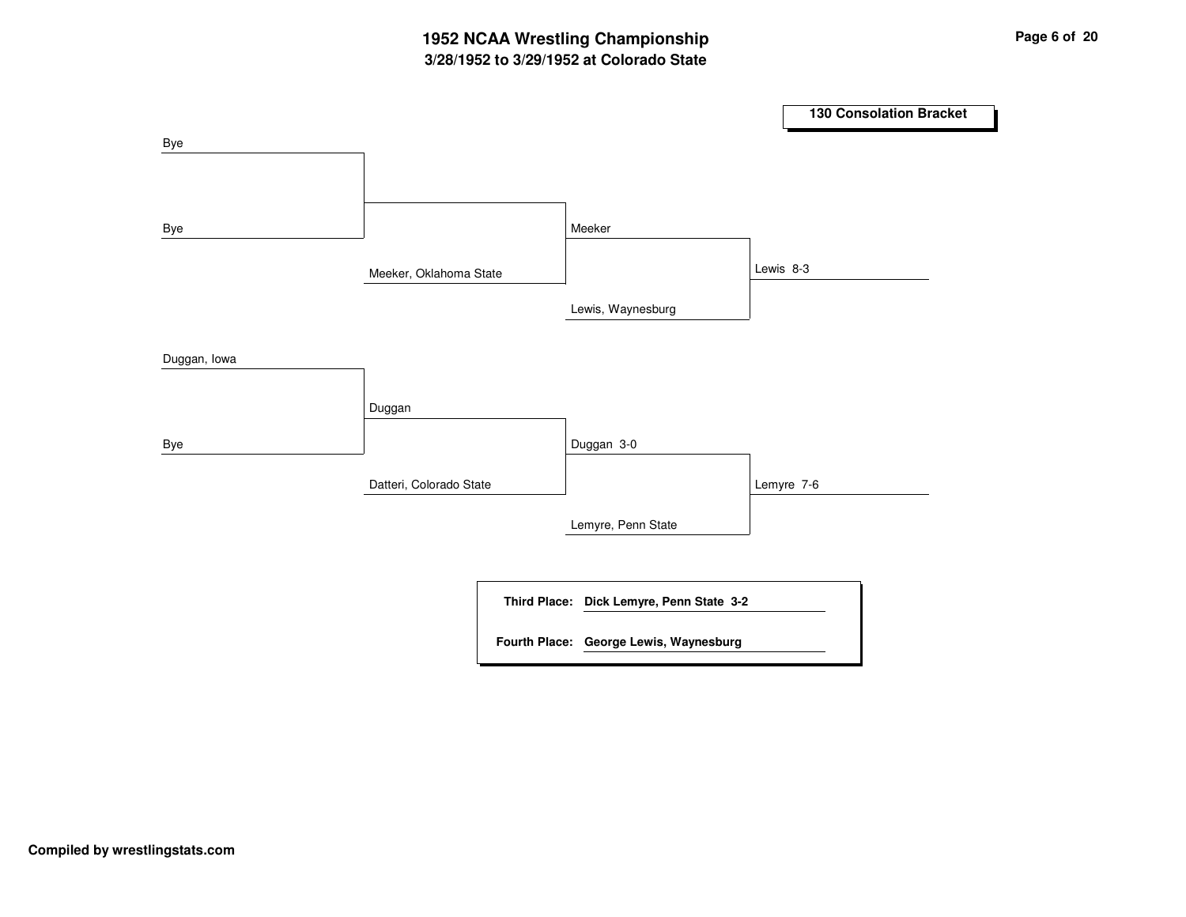# 1952 NCAA Wrestling Championship

## 3/28/1952 to 3/29/1952 at Colorado State

### 130 Consolation Bracket

| Round 1 | Round 2 | Round 3 | Semifinal |
|---|---|---|---|
| Bye | | | |
| Bye | | Meeker | |
| | Meeker, Oklahoma State | | Lewis 8-3 |
| | | Lewis, Waynesburg | |
| Duggan, Iowa | | | |
| | Duggan | | |
| Bye | | Duggan 3-0 | |
| | Datteri, Colorado State | | Lemyre 7-6 |
| | | Lemyre, Penn State | |

**Third Place:** **Dick Lemyre, Penn State 3-2**

**Fourth Place:** **George Lewis, Waynesburg**

**Compiled by wrestlingstats.com**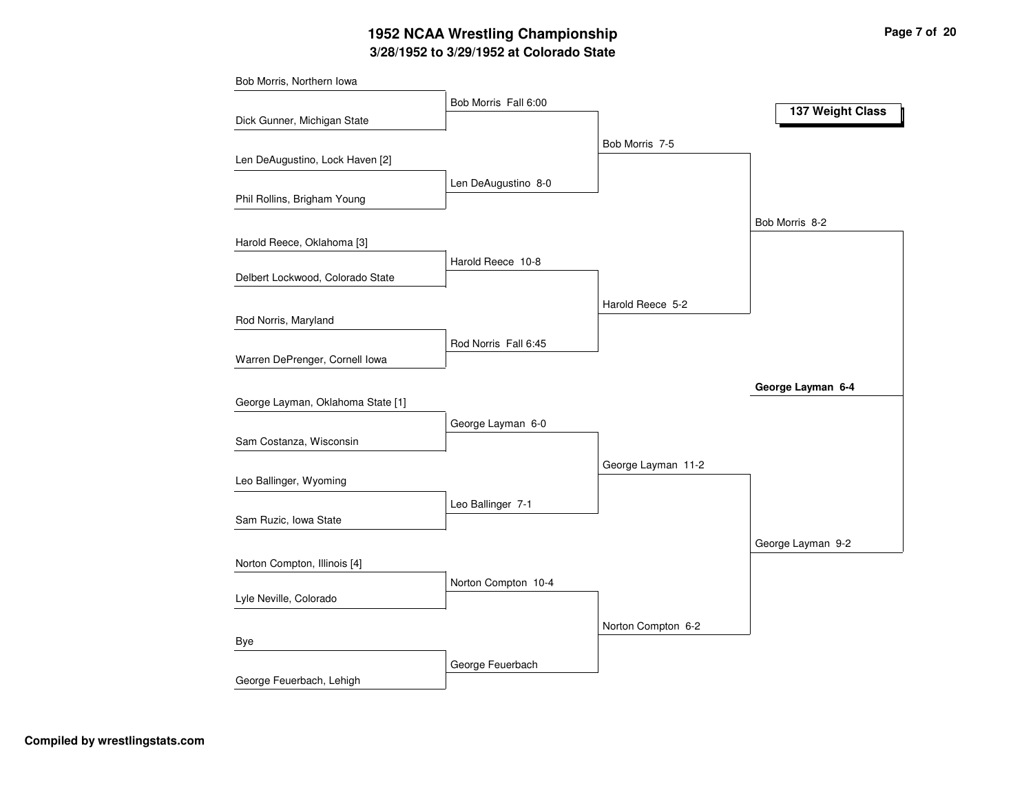# 1952 NCAA Wrestling Championship

## 3/28/1952 to 3/29/1952 at Colorado State

### 137 Weight Class

**First Round**

- Bob Morris, Northern Iowa vs. Dick Gunner, Michigan State — Bob Morris Fall 6:00
- Len DeAugustino, Lock Haven [2] vs. Phil Rollins, Brigham Young — Len DeAugustino 8-0
- Harold Reece, Oklahoma [3] vs. Delbert Lockwood, Colorado State — Harold Reece 10-8
- Rod Norris, Maryland vs. Warren DePrenger, Cornell Iowa — Rod Norris Fall 6:45
- George Layman, Oklahoma State [1] vs. Sam Costanza, Wisconsin — George Layman 6-0
- Leo Ballinger, Wyoming vs. Sam Ruzic, Iowa State — Leo Ballinger 7-1
- Norton Compton, Illinois [4] vs. Lyle Neville, Colorado — Norton Compton 10-4
- Bye vs. George Feuerbach, Lehigh — George Feuerbach

**Quarterfinals**

- Bob Morris 7-5
- Harold Reece 5-2
- George Layman 11-2
- Norton Compton 6-2

**Semifinals**

- Bob Morris 8-2
- George Layman 9-2

**Final**

- **George Layman 6-4**

**Compiled by wrestlingstats.com**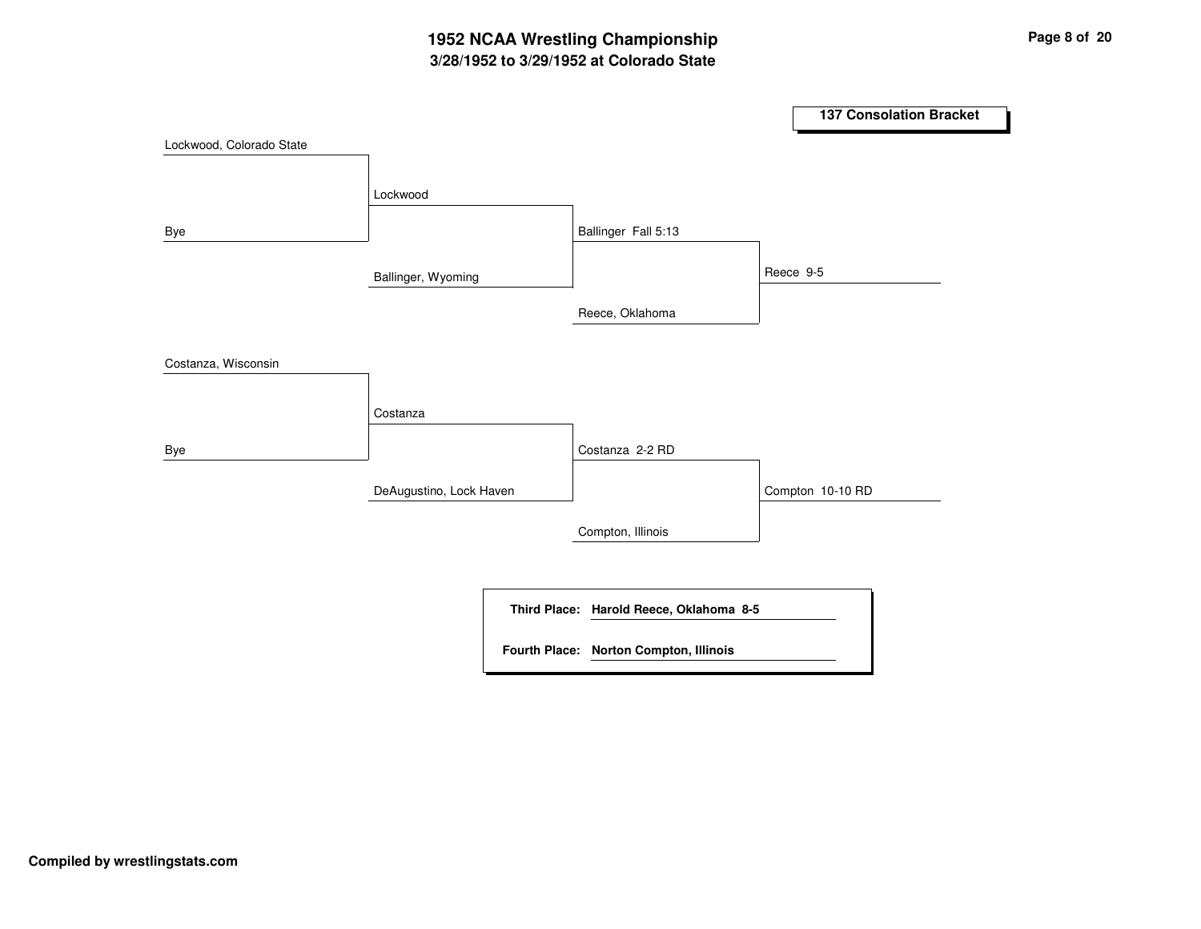# 1952 NCAA Wrestling Championship

## 3/28/1952 to 3/29/1952 at Colorado State

### 137 Consolation Bracket

**Round 1**

- Lockwood, Colorado State vs. Bye → Lockwood
- Costanza, Wisconsin vs. Bye → Costanza

**Round 2**

- Lockwood vs. Ballinger, Wyoming → Ballinger Fall 5:13
- Costanza vs. DeAugustino, Lock Haven → Costanza 2-2 RD

**Round 3**

- Ballinger vs. Reece, Oklahoma → Reece 9-5
- Costanza vs. Compton, Illinois → Compton 10-10 RD

**Third Place:** Harold Reece, Oklahoma 8-5

**Fourth Place:** Norton Compton, Illinois

**Compiled by wrestlingstats.com**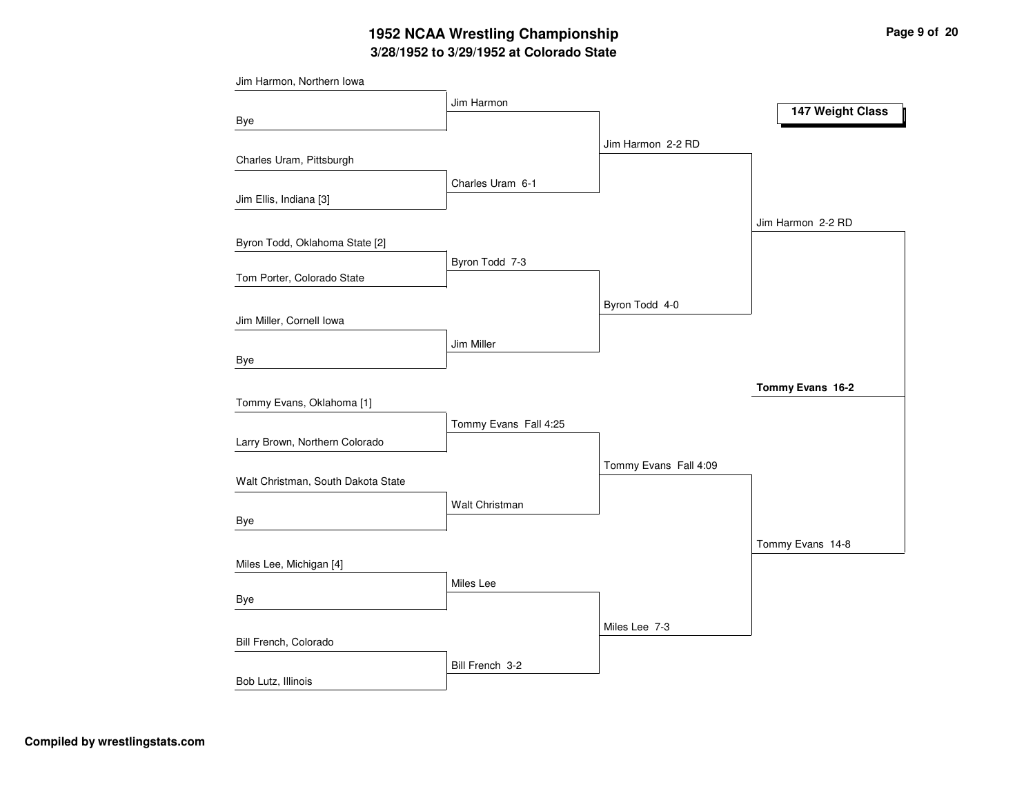# 1952 NCAA Wrestling Championship

## 3/28/1952 to 3/29/1952 at Colorado State

### 147 Weight Class

**First Round**

- Jim Harmon, Northern Iowa vs. Bye — Jim Harmon
- Charles Uram, Pittsburgh vs. Jim Ellis, Indiana [3] — Charles Uram 6-1
- Byron Todd, Oklahoma State [2] vs. Tom Porter, Colorado State — Byron Todd 7-3
- Jim Miller, Cornell Iowa vs. Bye — Jim Miller
- Tommy Evans, Oklahoma [1] vs. Larry Brown, Northern Colorado — Tommy Evans Fall 4:25
- Walt Christman, South Dakota State vs. Bye — Walt Christman
- Miles Lee, Michigan [4] vs. Bye — Miles Lee
- Bill French, Colorado vs. Bob Lutz, Illinois — Bill French 3-2

**Quarterfinals**

- Jim Harmon 2-2 RD
- Byron Todd 4-0
- Tommy Evans Fall 4:09
- Miles Lee 7-3

**Semifinals**

- Jim Harmon 2-2 RD
- Tommy Evans 14-8

**Final**

- **Tommy Evans 16-2**

**Compiled by wrestlingstats.com**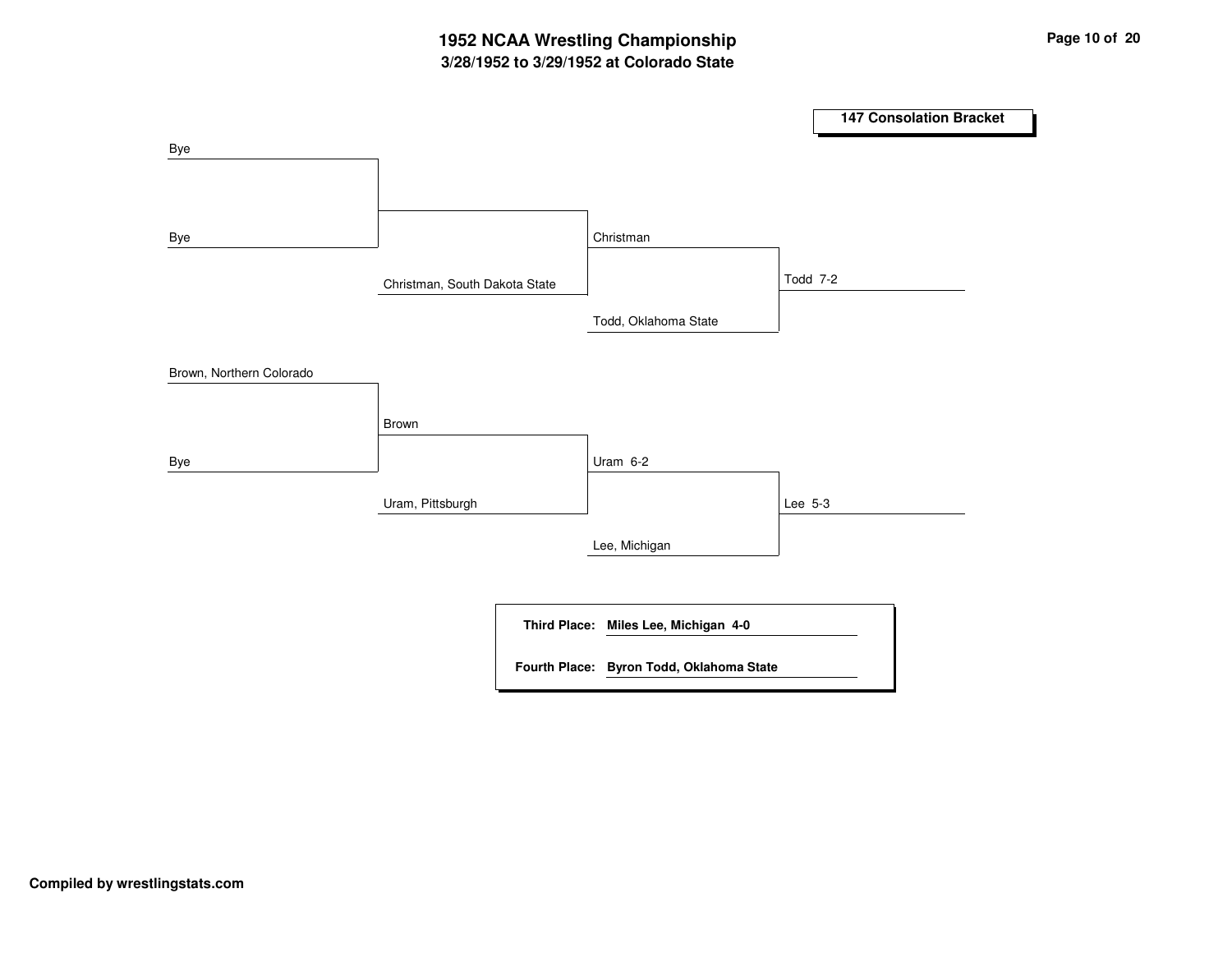# 1952 NCAA Wrestling Championship

## 3/28/1952 to 3/29/1952 at Colorado State

### 147 Consolation Bracket

**Round 1**

- Bye
- Bye
- Brown, Northern Colorado
- Bye

**Round 2**

- (Bye vs. Bye) vs. Christman, South Dakota State → Christman
- Brown vs. Uram, Pittsburgh → Uram 6-2

**Round 3**

- Christman vs. Todd, Oklahoma State → Todd 7-2
- Uram vs. Lee, Michigan → Lee 5-3

| | |
|---|---|
| **Third Place:** | **Miles Lee, Michigan 4-0** |
| **Fourth Place:** | **Byron Todd, Oklahoma State** |

**Compiled by wrestlingstats.com**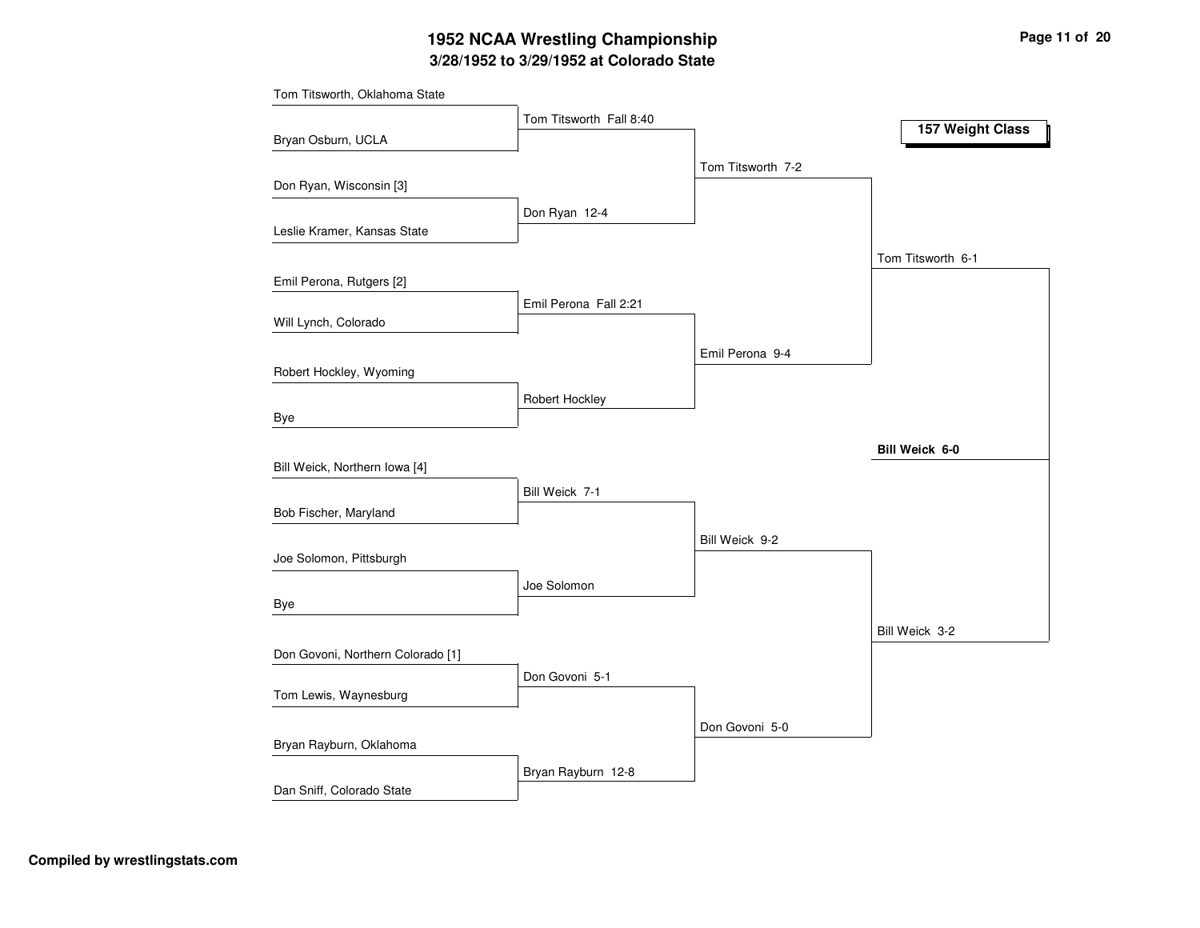# 1952 NCAA Wrestling Championship

## 3/28/1952 to 3/29/1952 at Colorado State

### 157 Weight Class

**First Round**

- Tom Titsworth, Oklahoma State vs. Bryan Osburn, UCLA — Tom Titsworth Fall 8:40
- Don Ryan, Wisconsin [3] vs. Leslie Kramer, Kansas State — Don Ryan 12-4
- Emil Perona, Rutgers [2] vs. Will Lynch, Colorado — Emil Perona Fall 2:21
- Robert Hockley, Wyoming vs. Bye — Robert Hockley
- Bill Weick, Northern Iowa [4] vs. Bob Fischer, Maryland — Bill Weick 7-1
- Joe Solomon, Pittsburgh vs. Bye — Joe Solomon
- Don Govoni, Northern Colorado [1] vs. Tom Lewis, Waynesburg — Don Govoni 5-1
- Bryan Rayburn, Oklahoma vs. Dan Sniff, Colorado State — Bryan Rayburn 12-8

**Quarterfinals**

- Tom Titsworth 7-2
- Emil Perona 9-4
- Bill Weick 9-2
- Don Govoni 5-0

**Semifinals**

- Tom Titsworth 6-1
- Bill Weick 3-2

**Final**

- **Bill Weick 6-0**

Compiled by wrestlingstats.com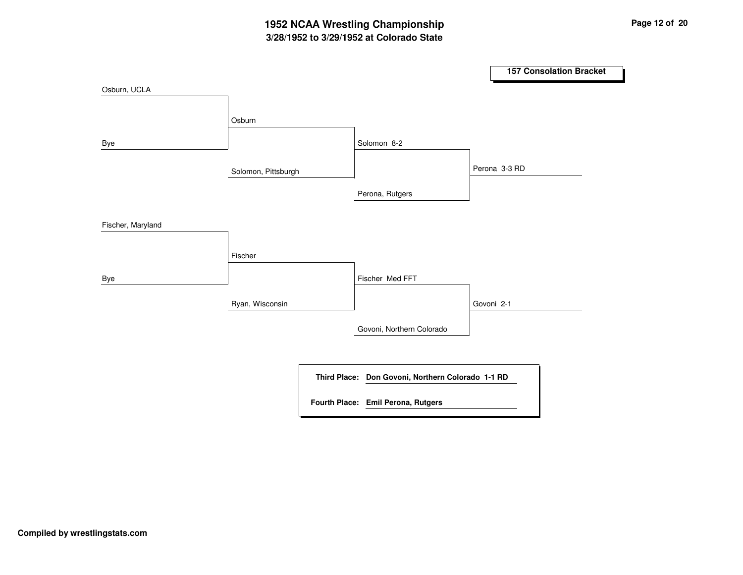# 1952 NCAA Wrestling Championship

## 3/28/1952 to 3/29/1952 at Colorado State

### 157 Consolation Bracket

**Round 1**

- Osburn, UCLA
- Bye

- Fischer, Maryland
- Bye

**Round 2**

- Osburn
- Solomon, Pittsburgh

- Fischer
- Ryan, Wisconsin

**Round 3**

- Solomon 8-2
- Perona, Rutgers

- Fischer Med FFT
- Govoni, Northern Colorado

**Round 4**

- Perona 3-3 RD
- Govoni 2-1

**Third Place:** Don Govoni, Northern Colorado 1-1 RD

**Fourth Place:** Emil Perona, Rutgers

**Compiled by wrestlingstats.com**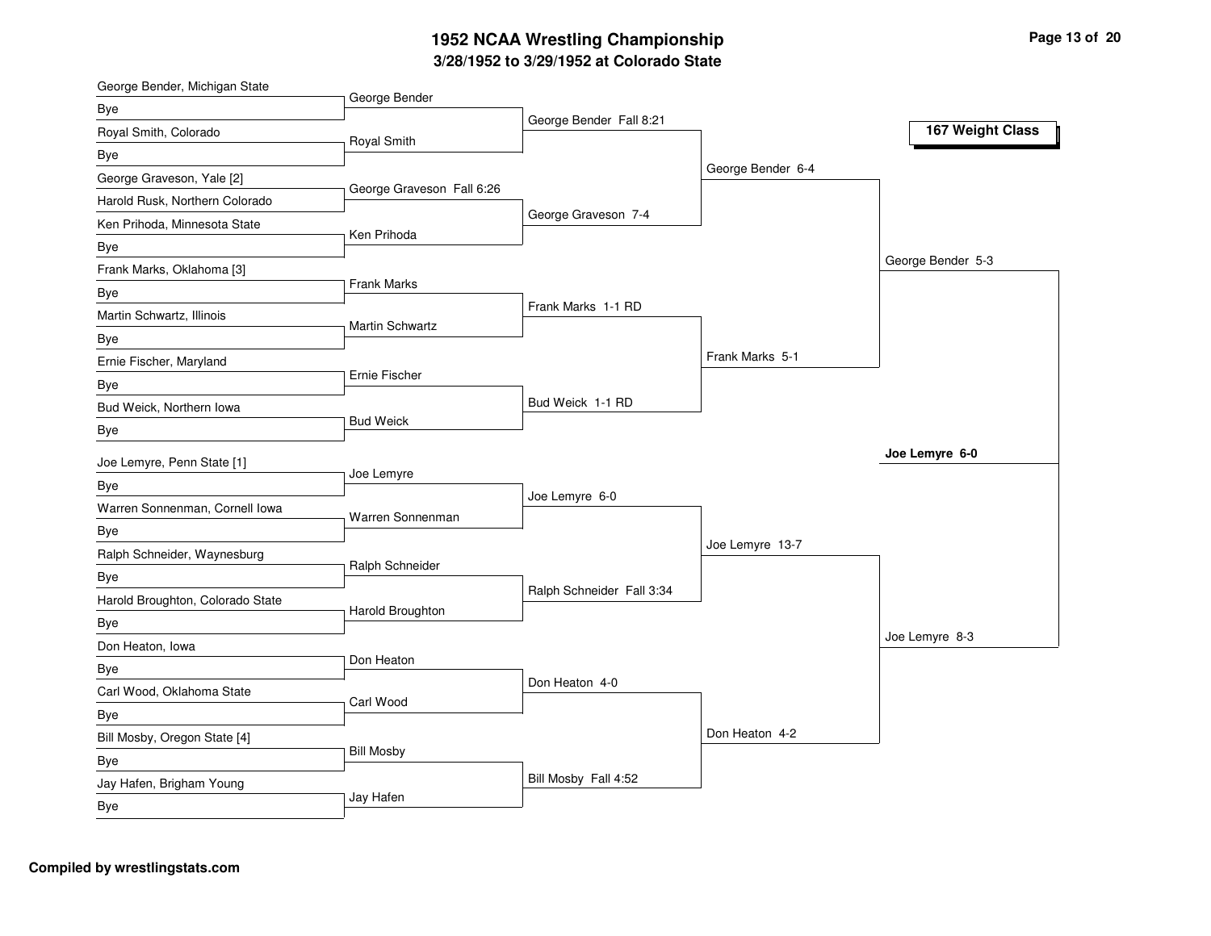# 1952 NCAA Wrestling Championship

## 3/28/1952 to 3/29/1952 at Colorado State

### 167 Weight Class

**First Round**

- George Bender, Michigan State vs. Bye — George Bender
- Royal Smith, Colorado vs. Bye — Royal Smith
- George Graveson, Yale [2] vs. Harold Rusk, Northern Colorado — George Graveson Fall 6:26
- Ken Prihoda, Minnesota State vs. Bye — Ken Prihoda
- Frank Marks, Oklahoma [3] vs. Bye — Frank Marks
- Martin Schwartz, Illinois vs. Bye — Martin Schwartz
- Ernie Fischer, Maryland vs. Bye — Ernie Fischer
- Bud Weick, Northern Iowa vs. Bye — Bud Weick
- Joe Lemyre, Penn State [1] vs. Bye — Joe Lemyre
- Warren Sonnenman, Cornell Iowa vs. Bye — Warren Sonnenman
- Ralph Schneider, Waynesburg vs. Bye — Ralph Schneider
- Harold Broughton, Colorado State vs. Bye — Harold Broughton
- Don Heaton, Iowa vs. Bye — Don Heaton
- Carl Wood, Oklahoma State vs. Bye — Carl Wood
- Bill Mosby, Oregon State [4] vs. Bye — Bill Mosby
- Jay Hafen, Brigham Young vs. Bye — Jay Hafen

**Second Round**

- George Bender Fall 8:21
- George Graveson 7-4
- Frank Marks 1-1 RD
- Bud Weick 1-1 RD
- Joe Lemyre 6-0
- Ralph Schneider Fall 3:34
- Don Heaton 4-0
- Bill Mosby Fall 4:52

**Quarterfinals**

- George Bender 6-4
- Frank Marks 5-1
- Joe Lemyre 13-7
- Don Heaton 4-2

**Semifinals**

- George Bender 5-3
- Joe Lemyre 8-3

**Champion**

**Joe Lemyre 6-0**

**Compiled by wrestlingstats.com**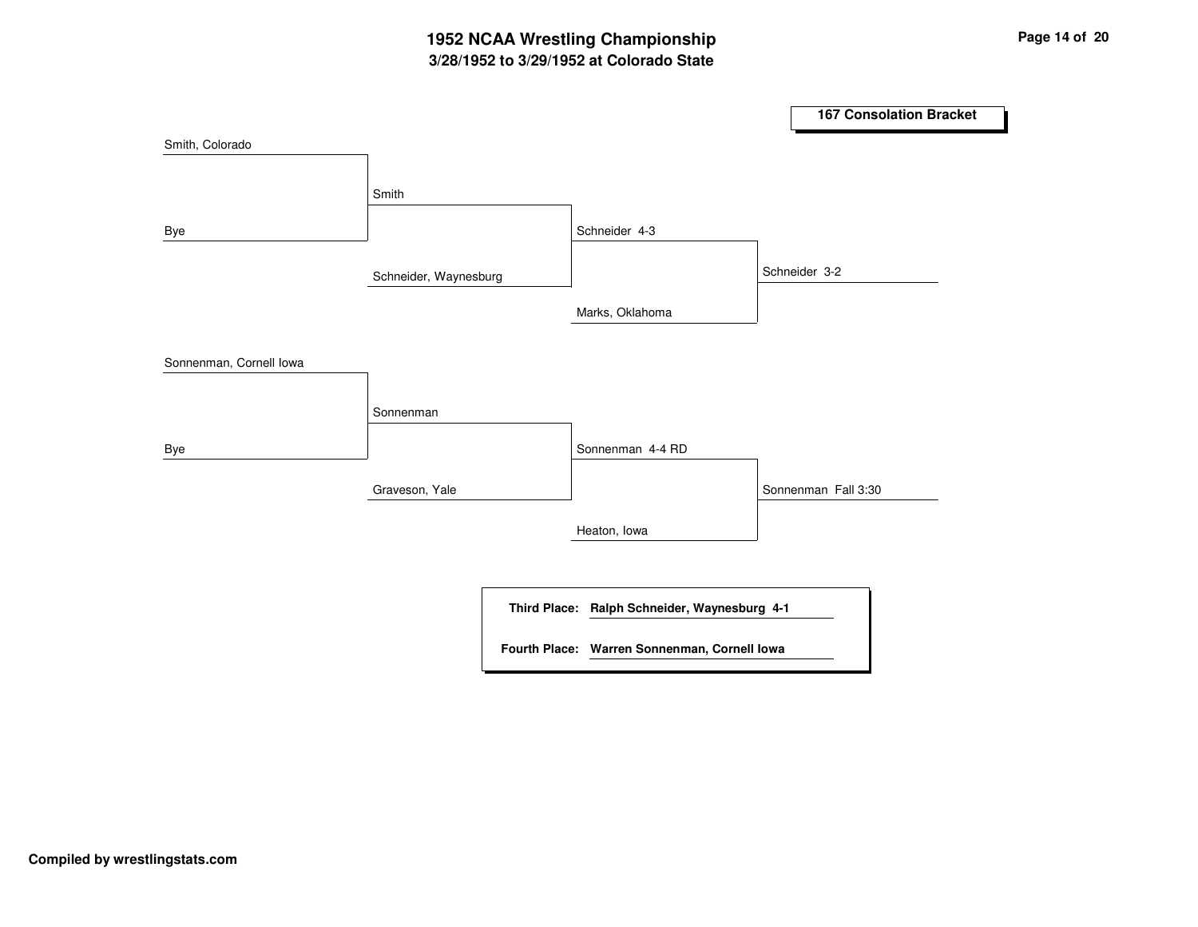# 1952 NCAA Wrestling Championship
## 3/28/1952 to 3/29/1952 at Colorado State

### 167 Consolation Bracket

**Round 1**
- Smith, Colorado vs. Bye → Smith
- Sonnenman, Cornell Iowa vs. Bye → Sonnenman

**Round 2**
- Smith vs. Schneider, Waynesburg → Schneider 4-3
- Sonnenman vs. Graveson, Yale → Sonnenman 4-4 RD

**Round 3**
- Schneider vs. Marks, Oklahoma → Schneider 3-2
- Sonnenman vs. Heaton, Iowa → Sonnenman Fall 3:30

**Third Place:** Ralph Schneider, Waynesburg 4-1

**Fourth Place:** Warren Sonnenman, Cornell Iowa

**Compiled by wrestlingstats.com**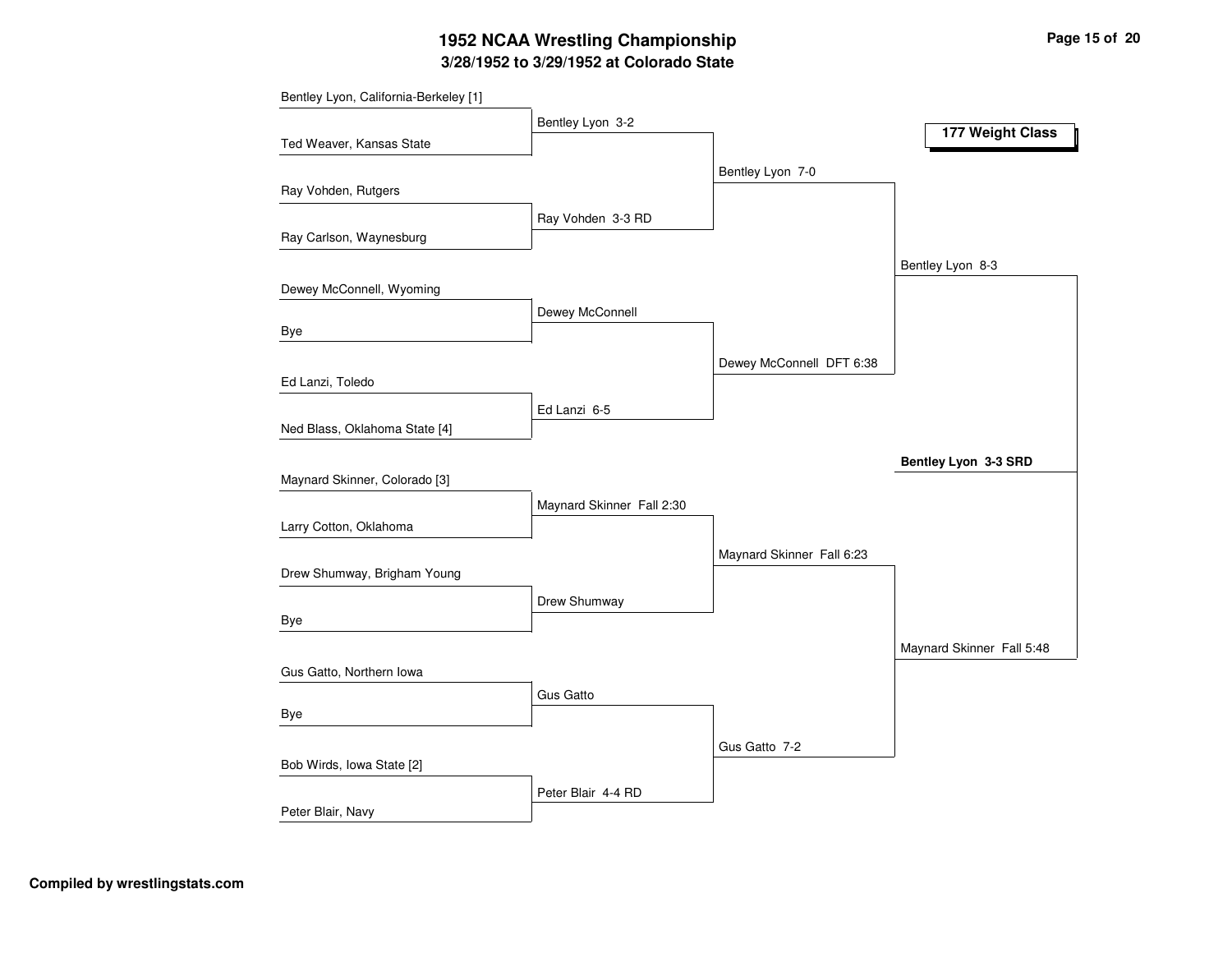# 1952 NCAA Wrestling Championship

## 3/28/1952 to 3/29/1952 at Colorado State

### 177 Weight Class

**First Round**

- Bentley Lyon, California-Berkeley [1] vs. Ted Weaver, Kansas State — Bentley Lyon 3-2
- Ray Vohden, Rutgers vs. Ray Carlson, Waynesburg — Ray Vohden 3-3 RD
- Dewey McConnell, Wyoming vs. Bye — Dewey McConnell
- Ed Lanzi, Toledo vs. Ned Blass, Oklahoma State [4] — Ed Lanzi 6-5
- Maynard Skinner, Colorado [3] vs. Larry Cotton, Oklahoma — Maynard Skinner Fall 2:30
- Drew Shumway, Brigham Young vs. Bye — Drew Shumway
- Gus Gatto, Northern Iowa vs. Bye — Gus Gatto
- Bob Wirds, Iowa State [2] vs. Peter Blair, Navy — Peter Blair 4-4 RD

**Quarterfinals**

- Bentley Lyon 7-0
- Dewey McConnell DFT 6:38
- Maynard Skinner Fall 6:23
- Gus Gatto 7-2

**Semifinals**

- Bentley Lyon 8-3
- Maynard Skinner Fall 5:48

**Final**

- **Bentley Lyon 3-3 SRD**

**Compiled by wrestlingstats.com**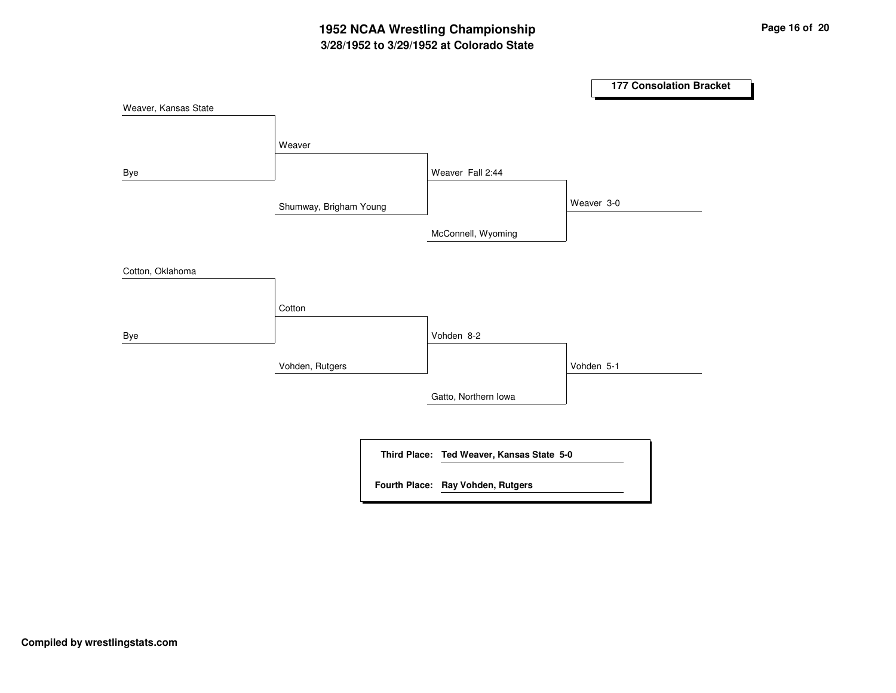# 1952 NCAA Wrestling Championship

## 3/28/1952 to 3/29/1952 at Colorado State

### 177 Consolation Bracket

**Round 1**

- Weaver, Kansas State vs. Bye → Weaver
- Cotton, Oklahoma vs. Bye → Cotton

**Round 2**

- Weaver vs. Shumway, Brigham Young → Weaver Fall 2:44
- Cotton vs. Vohden, Rutgers → Vohden 8-2

**Round 3**

- Weaver vs. McConnell, Wyoming → Weaver 3-0
- Vohden vs. Gatto, Northern Iowa → Vohden 5-1

| | |
|---|---|
| **Third Place:** | **Ted Weaver, Kansas State 5-0** |
| **Fourth Place:** | **Ray Vohden, Rutgers** |

**Compiled by wrestlingstats.com**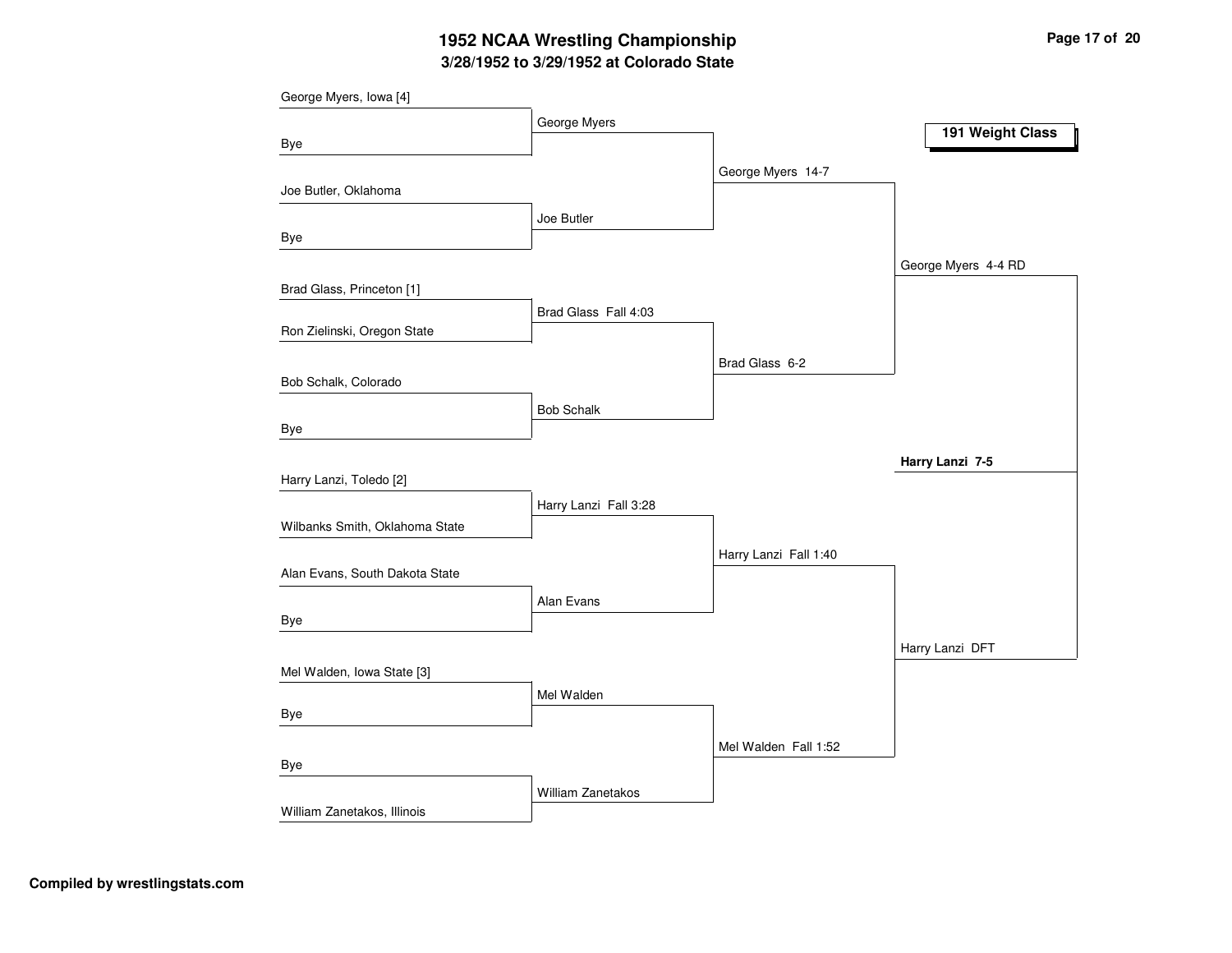# 1952 NCAA Wrestling Championship

## 3/28/1952 to 3/29/1952 at Colorado State

### 191 Weight Class

**First Round**

- George Myers, Iowa [4] vs. Bye — George Myers
- Joe Butler, Oklahoma vs. Bye — Joe Butler
- Brad Glass, Princeton [1] vs. Ron Zielinski, Oregon State — Brad Glass Fall 4:03
- Bob Schalk, Colorado vs. Bye — Bob Schalk
- Harry Lanzi, Toledo [2] vs. Wilbanks Smith, Oklahoma State — Harry Lanzi Fall 3:28
- Alan Evans, South Dakota State vs. Bye — Alan Evans
- Mel Walden, Iowa State [3] vs. Bye — Mel Walden
- Bye vs. William Zanetakos, Illinois — William Zanetakos

**Quarterfinals**

- George Myers 14-7
- Brad Glass 6-2
- Harry Lanzi Fall 1:40
- Mel Walden Fall 1:52

**Semifinals**

- George Myers 4-4 RD
- Harry Lanzi DFT

**Final**

- **Harry Lanzi 7-5**

**Compiled by wrestlingstats.com**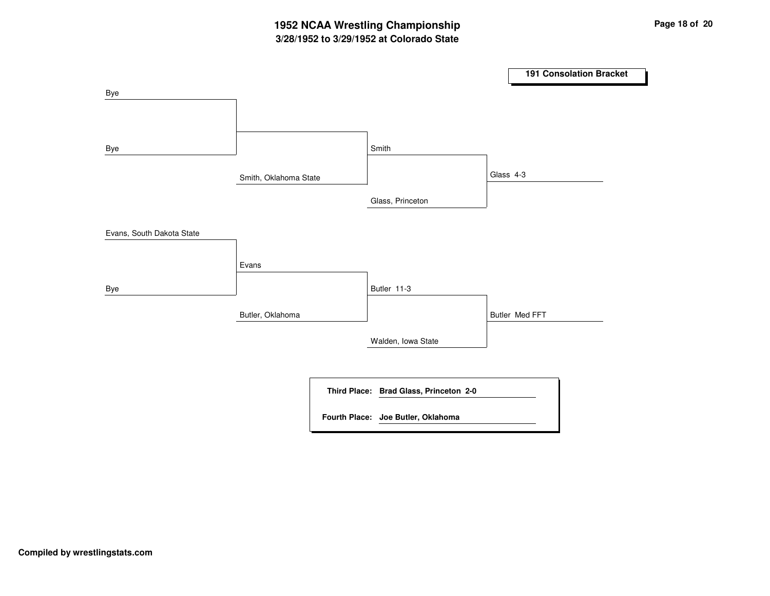# 1952 NCAA Wrestling Championship

## 3/28/1952 to 3/29/1952 at Colorado State

### 191 Consolation Bracket

**Round 1**
- Bye
- Bye
- Evans, South Dakota State
- Bye

**Round 2**
- Smith, Oklahoma State
- Evans
- Butler, Oklahoma

**Round 3**
- Smith
- Glass, Princeton
- Butler 11-3
- Walden, Iowa State

**Round 4**
- Glass 4-3
- Butler Med FFT

**Third Place:** Brad Glass, Princeton 2-0

**Fourth Place:** Joe Butler, Oklahoma

**Compiled by wrestlingstats.com**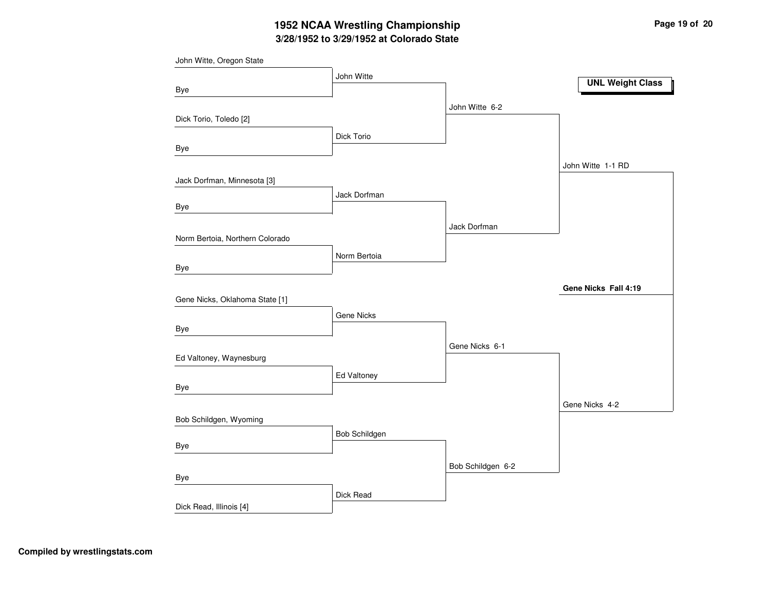# 1952 NCAA Wrestling Championship

## 3/28/1952 to 3/29/1952 at Colorado State

**UNL Weight Class**

### First Round

- John Witte, Oregon State vs. Bye — John Witte
- Dick Torio, Toledo [2] vs. Bye — Dick Torio
- Jack Dorfman, Minnesota [3] vs. Bye — Jack Dorfman
- Norm Bertoia, Northern Colorado vs. Bye — Norm Bertoia
- Gene Nicks, Oklahoma State [1] vs. Bye — Gene Nicks
- Ed Valtoney, Waynesburg vs. Bye — Ed Valtoney
- Bob Schildgen, Wyoming vs. Bye — Bob Schildgen
- Bye vs. Dick Read, Illinois [4] — Dick Read

### Quarterfinals

- John Witte 6-2
- Jack Dorfman
- Gene Nicks 6-1
- Bob Schildgen 6-2

### Semifinals

- John Witte 1-1 RD
- Gene Nicks 4-2

### Final

**Gene Nicks Fall 4:19**

**Compiled by wrestlingstats.com**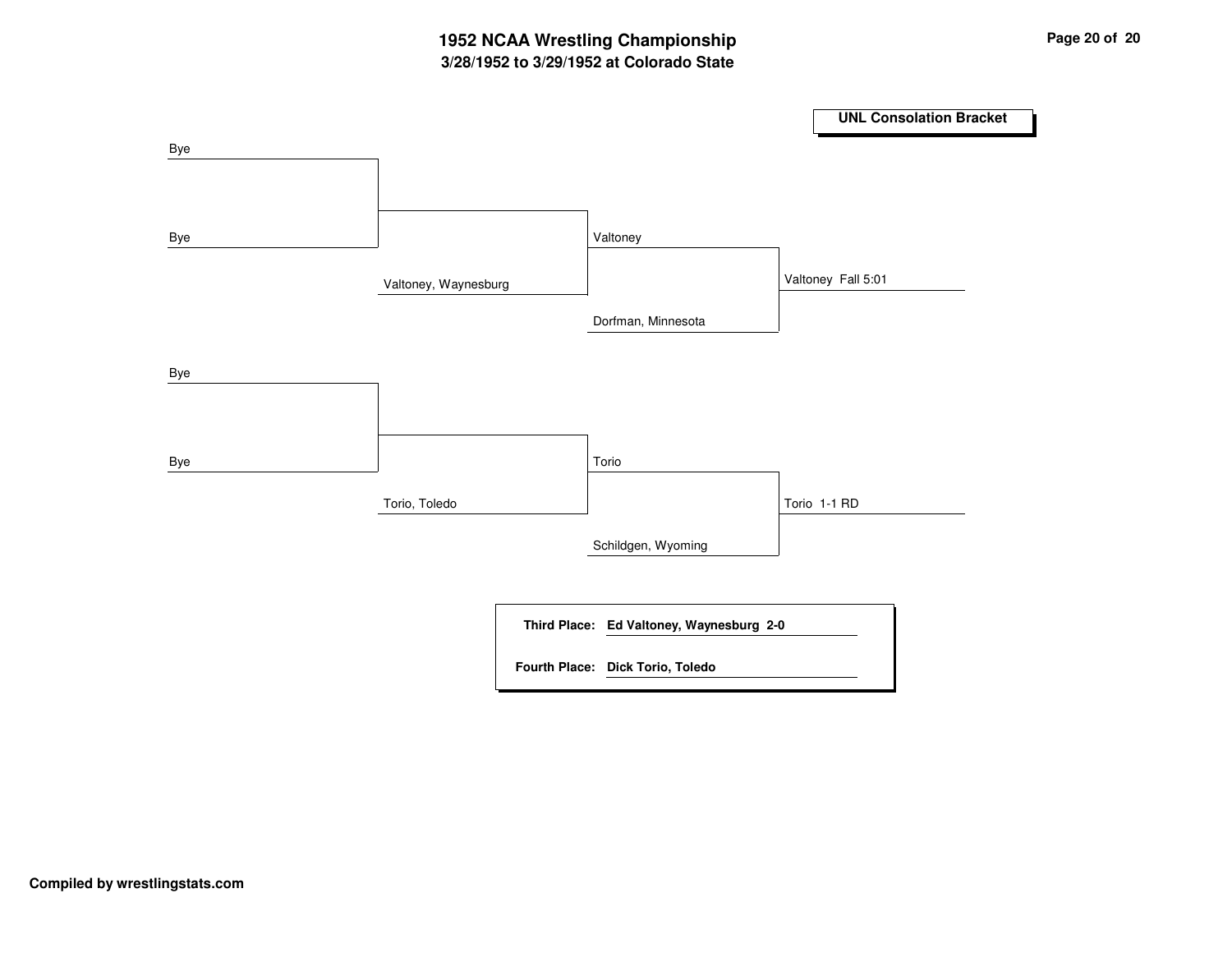# 1952 NCAA Wrestling Championship

## 3/28/1952 to 3/29/1952 at Colorado State

**UNL Consolation Bracket**

Bye

Bye

Valtoney, Waynesburg

Valtoney

Dorfman, Minnesota

Valtoney Fall 5:01

Bye

Bye

Torio, Toledo

Torio

Schildgen, Wyoming

Torio 1-1 RD

**Third Place:** **Ed Valtoney, Waynesburg 2-0**

**Fourth Place:** **Dick Torio, Toledo**

**Compiled by wrestlingstats.com**